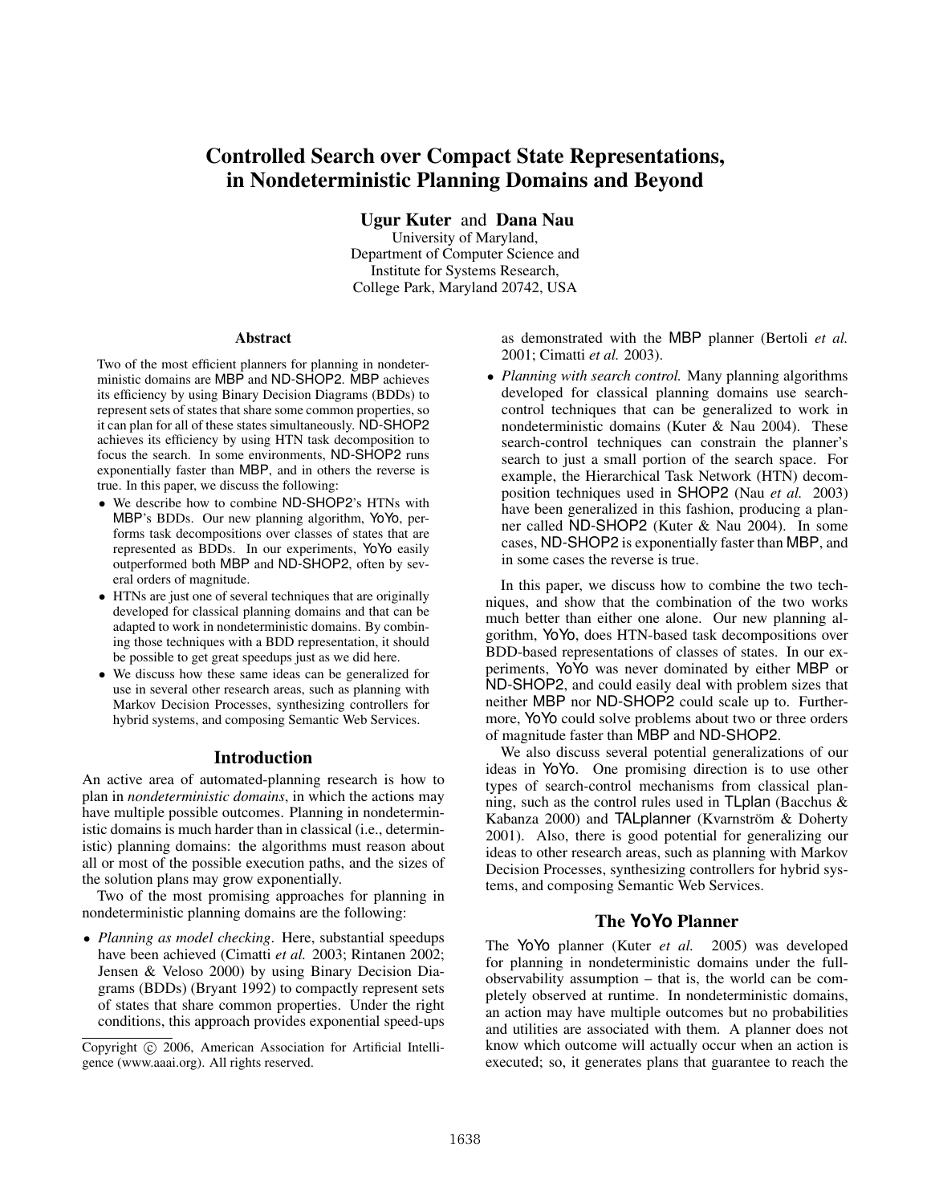# Controlled Search over Compact State Representations, in Nondeterministic Planning Domains and Beyond

**Ugur Kuter** and **Dana Nau**
University of Maryland,
Department of Computer Science and
Institute for Systems Research,
College Park, Maryland 20742, USA

### Abstract

Two of the most efficient planners for planning in nondeterministic domains are MBP and ND-SHOP2. MBP achieves its efficiency by using Binary Decision Diagrams (BDDs) to represent sets of states that share some common properties, so it can plan for all of these states simultaneously. ND-SHOP2 achieves its efficiency by using HTN task decomposition to focus the search. In some environments, ND-SHOP2 runs exponentially faster than MBP, and in others the reverse is true. In this paper, we discuss the following:

- We describe how to combine ND-SHOP2's HTNs with MBP's BDDs. Our new planning algorithm, YoYo, performs task decompositions over classes of states that are represented as BDDs. In our experiments, YoYo easily outperformed both MBP and ND-SHOP2, often by several orders of magnitude.
- HTNs are just one of several techniques that are originally developed for classical planning domains and that can be adapted to work in nondeterministic domains. By combining those techniques with a BDD representation, it should be possible to get great speedups just as we did here.
- We discuss how these same ideas can be generalized for use in several other research areas, such as planning with Markov Decision Processes, synthesizing controllers for hybrid systems, and composing Semantic Web Services.

## Introduction

An active area of automated-planning research is how to plan in *nondeterministic domains*, in which the actions may have multiple possible outcomes. Planning in nondeterministic domains is much harder than in classical (i.e., deterministic) planning domains: the algorithms must reason about all or most of the possible execution paths, and the sizes of the solution plans may grow exponentially.

Two of the most promising approaches for planning in nondeterministic planning domains are the following:

- *Planning as model checking*. Here, substantial speedups have been achieved (Cimatti *et al.* 2003; Rintanen 2002; Jensen & Veloso 2000) by using Binary Decision Diagrams (BDDs) (Bryant 1992) to compactly represent sets of states that share common properties. Under the right conditions, this approach provides exponential speed-ups as demonstrated with the MBP planner (Bertoli *et al.* 2001; Cimatti *et al.* 2003).
- *Planning with search control.* Many planning algorithms developed for classical planning domains use search-control techniques that can be generalized to work in nondeterministic domains (Kuter & Nau 2004). These search-control techniques can constrain the planner's search to just a small portion of the search space. For example, the Hierarchical Task Network (HTN) decomposition techniques used in SHOP2 (Nau *et al.* 2003) have been generalized in this fashion, producing a planner called ND-SHOP2 (Kuter & Nau 2004). In some cases, ND-SHOP2 is exponentially faster than MBP, and in some cases the reverse is true.

In this paper, we discuss how to combine the two techniques, and show that the combination of the two works much better than either one alone. Our new planning algorithm, YoYo, does HTN-based task decompositions over BDD-based representations of classes of states. In our experiments, YoYo was never dominated by either MBP or ND-SHOP2, and could easily deal with problem sizes that neither MBP nor ND-SHOP2 could scale up to. Furthermore, YoYo could solve problems about two or three orders of magnitude faster than MBP and ND-SHOP2.

We also discuss several potential generalizations of our ideas in YoYo. One promising direction is to use other types of search-control mechanisms from classical planning, such as the control rules used in TLplan (Bacchus & Kabanza 2000) and TALplanner (Kvarnström & Doherty 2001). Also, there is good potential for generalizing our ideas to other research areas, such as planning with Markov Decision Processes, synthesizing controllers for hybrid systems, and composing Semantic Web Services.

## The YoYo Planner

The YoYo planner (Kuter *et al.* 2005) was developed for planning in nondeterministic domains under the full-observability assumption – that is, the world can be completely observed at runtime. In nondeterministic domains, an action may have multiple outcomes but no probabilities and utilities are associated with them. A planner does not know which outcome will actually occur when an action is executed; so, it generates plans that guarantee to reach the

Copyright © 2006, American Association for Artificial Intelligence (www.aaai.org). All rights reserved.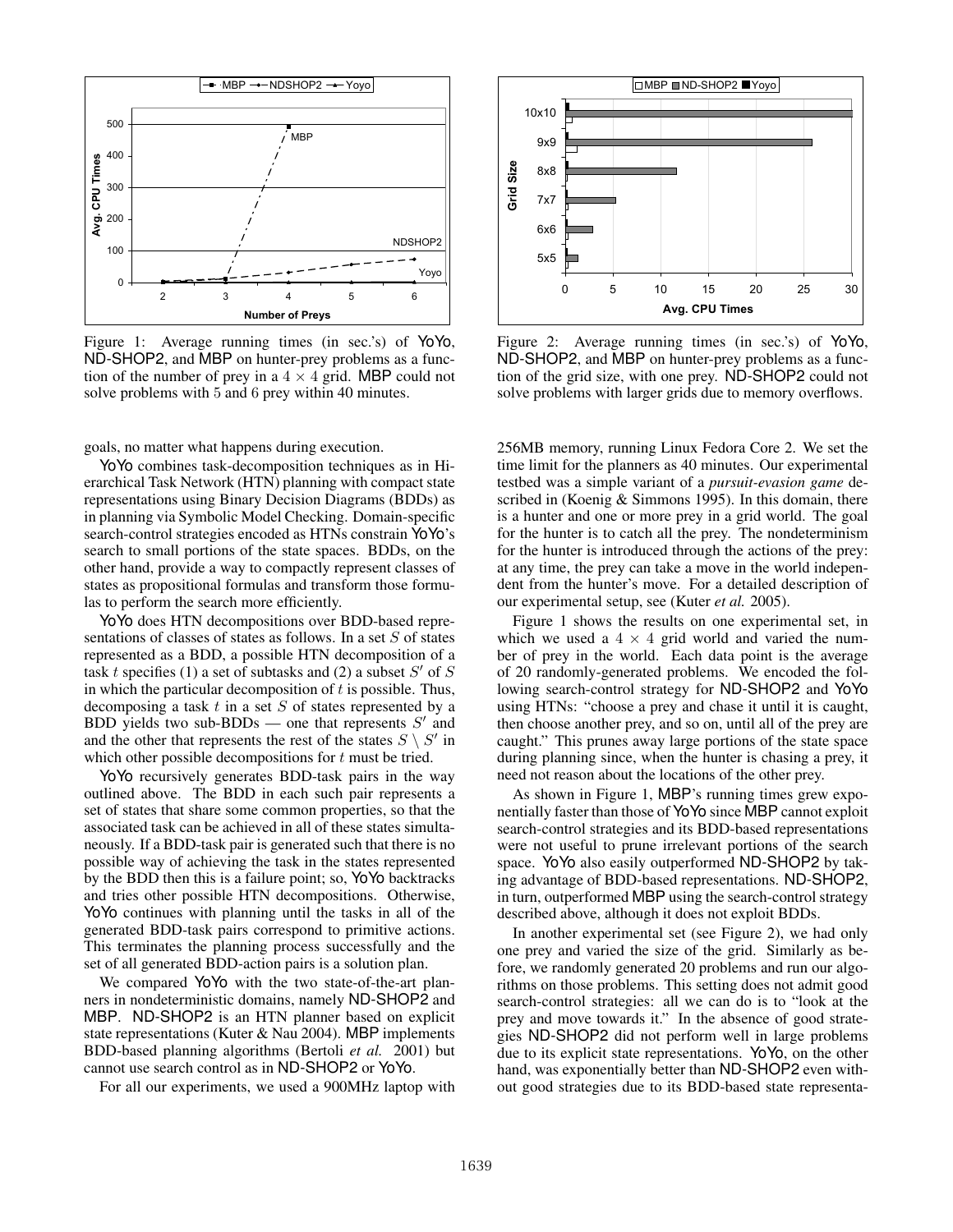Figure 1: Average running times (in sec.'s) of YoYo, ND-SHOP2, and MBP on hunter-prey problems as a function of the number of prey in a $4 \times 4$ grid. MBP could not solve problems with 5 and 6 prey within 40 minutes.

Figure 2: Average running times (in sec.'s) of YoYo, ND-SHOP2, and MBP on hunter-prey problems as a function of the grid size, with one prey. ND-SHOP2 could not solve problems with larger grids due to memory overflows.

goals, no matter what happens during execution.

YoYo combines task-decomposition techniques as in Hierarchical Task Network (HTN) planning with compact state representations using Binary Decision Diagrams (BDDs) as in planning via Symbolic Model Checking. Domain-specific search-control strategies encoded as HTNs constrain YoYo's search to small portions of the state spaces. BDDs, on the other hand, provide a way to compactly represent classes of states as propositional formulas and transform those formulas to perform the search more efficiently.

YoYo does HTN decompositions over BDD-based representations of classes of states as follows. In a set $S$ of states represented as a BDD, a possible HTN decomposition of a task $t$ specifies (1) a set of subtasks and (2) a subset $S'$ of $S$ in which the particular decomposition of $t$ is possible. Thus, decomposing a task $t$ in a set $S$ of states represented by a BDD yields two sub-BDDs — one that represents $S'$ and and the other that represents the rest of the states $S \setminus S'$ in which other possible decompositions for $t$ must be tried.

YoYo recursively generates BDD-task pairs in the way outlined above. The BDD in each such pair represents a set of states that share some common properties, so that the associated task can be achieved in all of these states simultaneously. If a BDD-task pair is generated such that there is no possible way of achieving the task in the states represented by the BDD then this is a failure point; so, YoYo backtracks and tries other possible HTN decompositions. Otherwise, YoYo continues with planning until the tasks in all of the generated BDD-task pairs correspond to primitive actions. This terminates the planning process successfully and the set of all generated BDD-action pairs is a solution plan.

We compared YoYo with the two state-of-the-art planners in nondeterministic domains, namely ND-SHOP2 and MBP. ND-SHOP2 is an HTN planner based on explicit state representations (Kuter & Nau 2004). MBP implements BDD-based planning algorithms (Bertoli *et al.* 2001) but cannot use search control as in ND-SHOP2 or YoYo.

For all our experiments, we used a 900MHz laptop with 256MB memory, running Linux Fedora Core 2. We set the time limit for the planners as 40 minutes. Our experimental testbed was a simple variant of a *pursuit-evasion game* described in (Koenig & Simmons 1995). In this domain, there is a hunter and one or more prey in a grid world. The goal for the hunter is to catch all the prey. The nondeterminism for the hunter is introduced through the actions of the prey: at any time, the prey can take a move in the world independent from the hunter's move. For a detailed description of our experimental setup, see (Kuter *et al.* 2005).

Figure 1 shows the results on one experimental set, in which we used a $4 \times 4$ grid world and varied the number of prey in the world. Each data point is the average of 20 randomly-generated problems. We encoded the following search-control strategy for ND-SHOP2 and YoYo using HTNs: "choose a prey and chase it until it is caught, then choose another prey, and so on, until all of the prey are caught." This prunes away large portions of the state space during planning since, when the hunter is chasing a prey, it need not reason about the locations of the other prey.

As shown in Figure 1, MBP's running times grew exponentially faster than those of YoYo since MBP cannot exploit search-control strategies and its BDD-based representations were not useful to prune irrelevant portions of the search space. YoYo also easily outperformed ND-SHOP2 by taking advantage of BDD-based representations. ND-SHOP2, in turn, outperformed MBP using the search-control strategy described above, although it does not exploit BDDs.

In another experimental set (see Figure 2), we had only one prey and varied the size of the grid. Similarly as before, we randomly generated 20 problems and run our algorithms on those problems. This setting does not admit good search-control strategies: all we can do is to "look at the prey and move towards it." In the absence of good strategies ND-SHOP2 did not perform well in large problems due to its explicit state representations. YoYo, on the other hand, was exponentially better than ND-SHOP2 even without good strategies due to its BDD-based state representa-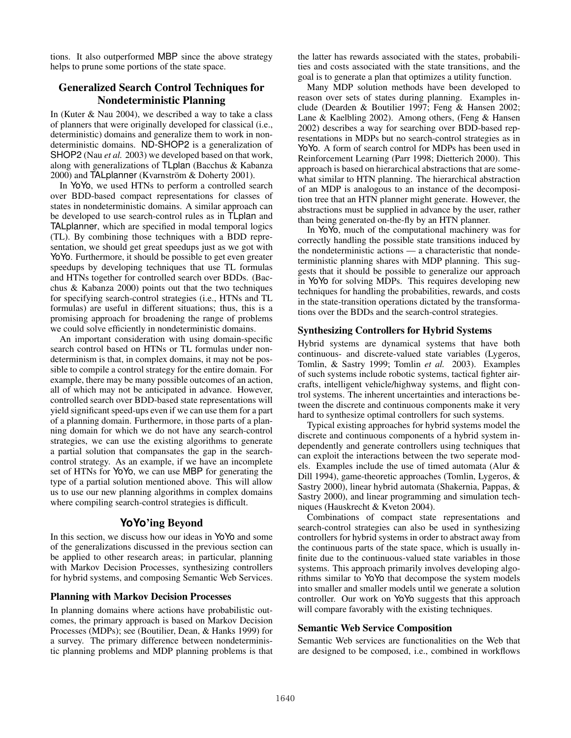tions. It also outperformed MBP since the above strategy helps to prune some portions of the state space.

## Generalized Search Control Techniques for Nondeterministic Planning

In (Kuter & Nau 2004), we described a way to take a class of planners that were originally developed for classical (i.e., deterministic) domains and generalize them to work in nondeterministic domains. ND-SHOP2 is a generalization of SHOP2 (Nau *et al.* 2003) we developed based on that work, along with generalizations of TLplan (Bacchus & Kabanza 2000) and TALplanner (Kvarnström & Doherty 2001).

In YoYo, we used HTNs to perform a controlled search over BDD-based compact representations for classes of states in nondeterministic domains. A similar approach can be developed to use search-control rules as in TLplan and TALplanner, which are specified in modal temporal logics (TL). By combining those techniques with a BDD representation, we should get great speedups just as we got with YoYo. Furthermore, it should be possible to get even greater speedups by developing techniques that use TL formulas and HTNs together for controlled search over BDDs. (Bacchus & Kabanza 2000) points out that the two techniques for specifying search-control strategies (i.e., HTNs and TL formulas) are useful in different situations; thus, this is a promising approach for broadening the range of problems we could solve efficiently in nondeterministic domains.

An important consideration with using domain-specific search control based on HTNs or TL formulas under nondeterminism is that, in complex domains, it may not be possible to compile a control strategy for the entire domain. For example, there may be many possible outcomes of an action, all of which may not be anticipated in advance. However, controlled search over BDD-based state representations will yield significant speed-ups even if we can use them for a part of a planning domain. Furthermore, in those parts of a planning domain for which we do not have any search-control strategies, we can use the existing algorithms to generate a partial solution that compansates the gap in the search-control strategy. As an example, if we have an incomplete set of HTNs for YoYo, we can use MBP for generating the type of a partial solution mentioned above. This will allow us to use our new planning algorithms in complex domains where compiling search-control strategies is difficult.

## YoYo'ing Beyond

In this section, we discuss how our ideas in YoYo and some of the generalizations discussed in the previous section can be applied to other research areas; in particular, planning with Markov Decision Processes, synthesizing controllers for hybrid systems, and composing Semantic Web Services.

### Planning with Markov Decision Processes

In planning domains where actions have probabilistic outcomes, the primary approach is based on Markov Decision Processes (MDPs); see (Boutilier, Dean, & Hanks 1999) for a survey. The primary difference between nondeterministic planning problems and MDP planning problems is that the latter has rewards associated with the states, probabilities and costs associated with the state transitions, and the goal is to generate a plan that optimizes a utility function.

Many MDP solution methods have been developed to reason over sets of states during planning. Examples include (Dearden & Boutilier 1997; Feng & Hansen 2002; Lane & Kaelbling 2002). Among others, (Feng & Hansen 2002) describes a way for searching over BDD-based representations in MDPs but no search-control strategies as in YoYo. A form of search control for MDPs has been used in Reinforcement Learning (Parr 1998; Dietterich 2000). This approach is based on hierarchical abstractions that are somewhat similar to HTN planning. The hierarchical abstraction of an MDP is analogous to an instance of the decomposition tree that an HTN planner might generate. However, the abstractions must be supplied in advance by the user, rather than being generated on-the-fly by an HTN planner.

In YoYo, much of the computational machinery was for correctly handling the possible state transitions induced by the nondeterministic actions — a characteristic that nondeterministic planning shares with MDP planning. This suggests that it should be possible to generalize our approach in YoYo for solving MDPs. This requires developing new techniques for handling the probabilities, rewards, and costs in the state-transition operations dictated by the transformations over the BDDs and the search-control strategies.

### Synthesizing Controllers for Hybrid Systems

Hybrid systems are dynamical systems that have both continuous- and discrete-valued state variables (Lygeros, Tomlin, & Sastry 1999; Tomlin *et al.* 2003). Examples of such systems include robotic systems, tactical fighter aircrafts, intelligent vehicle/highway systems, and flight control systems. The inherent uncertainties and interactions between the discrete and continuous components make it very hard to synthesize optimal controllers for such systems.

Typical existing approaches for hybrid systems model the discrete and continuous components of a hybrid system independently and generate controllers using techniques that can exploit the interactions between the two seperate models. Examples include the use of timed automata (Alur & Dill 1994), game-theoretic approaches (Tomlin, Lygeros, & Sastry 2000), linear hybrid automata (Shakernia, Pappas, & Sastry 2000), and linear programming and simulation techniques (Hauskrecht & Kveton 2004).

Combinations of compact state representations and search-control strategies can also be used in synthesizing controllers for hybrid systems in order to abstract away from the continuous parts of the state space, which is usually infinite due to the continuous-valued state variables in those systems. This approach primarily involves developing algorithms similar to YoYo that decompose the system models into smaller and smaller models until we generate a solution controller. Our work on YoYo suggests that this approach will compare favorably with the existing techniques.

### Semantic Web Service Composition

Semantic Web services are functionalities on the Web that are designed to be composed, i.e., combined in workflows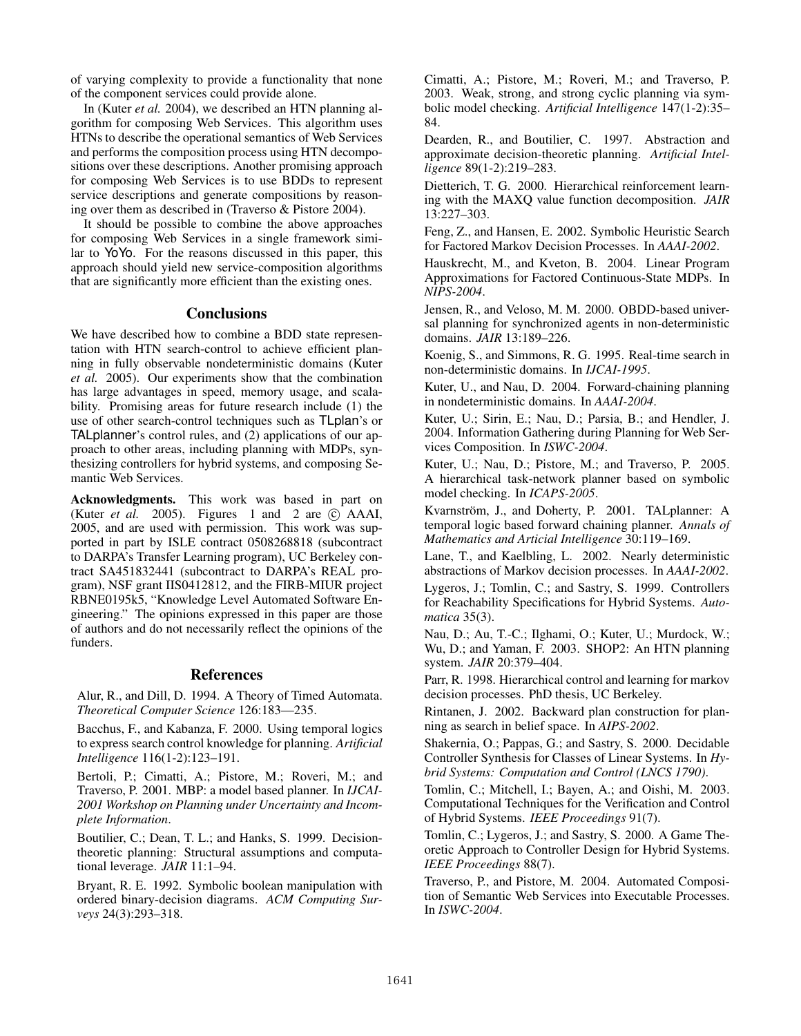of varying complexity to provide a functionality that none of the component services could provide alone.

In (Kuter *et al.* 2004), we described an HTN planning algorithm for composing Web Services. This algorithm uses HTNs to describe the operational semantics of Web Services and performs the composition process using HTN decompositions over these descriptions. Another promising approach for composing Web Services is to use BDDs to represent service descriptions and generate compositions by reasoning over them as described in (Traverso & Pistore 2004).

It should be possible to combine the above approaches for composing Web Services in a single framework similar to YoYo. For the reasons discussed in this paper, this approach should yield new service-composition algorithms that are significantly more efficient than the existing ones.

## Conclusions

We have described how to combine a BDD state representation with HTN search-control to achieve efficient planning in fully observable nondeterministic domains (Kuter *et al.* 2005). Our experiments show that the combination has large advantages in speed, memory usage, and scalability. Promising areas for future research include (1) the use of other search-control techniques such as TLplan's or TALplanner's control rules, and (2) applications of our approach to other areas, including planning with MDPs, synthesizing controllers for hybrid systems, and composing Semantic Web Services.

**Acknowledgments.** This work was based in part on (Kuter *et al.* 2005). Figures 1 and 2 are © AAAI, 2005, and are used with permission. This work was supported in part by ISLE contract 0508268818 (subcontract to DARPA's Transfer Learning program), UC Berkeley contract SA451832441 (subcontract to DARPA's REAL program), NSF grant IIS0412812, and the FIRB-MIUR project RBNE0195k5, "Knowledge Level Automated Software Engineering." The opinions expressed in this paper are those of authors and do not necessarily reflect the opinions of the funders.

## References

Alur, R., and Dill, D. 1994. A Theory of Timed Automata. *Theoretical Computer Science* 126:183—235.

Bacchus, F., and Kabanza, F. 2000. Using temporal logics to express search control knowledge for planning. *Artificial Intelligence* 116(1-2):123–191.

Bertoli, P.; Cimatti, A.; Pistore, M.; Roveri, M.; and Traverso, P. 2001. MBP: a model based planner. In *IJCAI-2001 Workshop on Planning under Uncertainty and Incomplete Information*.

Boutilier, C.; Dean, T. L.; and Hanks, S. 1999. Decision-theoretic planning: Structural assumptions and computational leverage. *JAIR* 11:1–94.

Bryant, R. E. 1992. Symbolic boolean manipulation with ordered binary-decision diagrams. *ACM Computing Surveys* 24(3):293–318.

Cimatti, A.; Pistore, M.; Roveri, M.; and Traverso, P. 2003. Weak, strong, and strong cyclic planning via symbolic model checking. *Artificial Intelligence* 147(1-2):35–84.

Dearden, R., and Boutilier, C. 1997. Abstraction and approximate decision-theoretic planning. *Artificial Intelligence* 89(1-2):219–283.

Dietterich, T. G. 2000. Hierarchical reinforcement learning with the MAXQ value function decomposition. *JAIR* 13:227–303.

Feng, Z., and Hansen, E. 2002. Symbolic Heuristic Search for Factored Markov Decision Processes. In *AAAI-2002*.

Hauskrecht, M., and Kveton, B. 2004. Linear Program Approximations for Factored Continuous-State MDPs. In *NIPS-2004*.

Jensen, R., and Veloso, M. M. 2000. OBDD-based universal planning for synchronized agents in non-deterministic domains. *JAIR* 13:189–226.

Koenig, S., and Simmons, R. G. 1995. Real-time search in non-deterministic domains. In *IJCAI-1995*.

Kuter, U., and Nau, D. 2004. Forward-chaining planning in nondeterministic domains. In *AAAI-2004*.

Kuter, U.; Sirin, E.; Nau, D.; Parsia, B.; and Hendler, J. 2004. Information Gathering during Planning for Web Services Composition. In *ISWC-2004*.

Kuter, U.; Nau, D.; Pistore, M.; and Traverso, P. 2005. A hierarchical task-network planner based on symbolic model checking. In *ICAPS-2005*.

Kvarnström, J., and Doherty, P. 2001. TALplanner: A temporal logic based forward chaining planner. *Annals of Mathematics and Articial Intelligence* 30:119–169.

Lane, T., and Kaelbling, L. 2002. Nearly deterministic abstractions of Markov decision processes. In *AAAI-2002*.

Lygeros, J.; Tomlin, C.; and Sastry, S. 1999. Controllers for Reachability Specifications for Hybrid Systems. *Automatica* 35(3).

Nau, D.; Au, T.-C.; Ilghami, O.; Kuter, U.; Murdock, W.; Wu, D.; and Yaman, F. 2003. SHOP2: An HTN planning system. *JAIR* 20:379–404.

Parr, R. 1998. Hierarchical control and learning for markov decision processes. PhD thesis, UC Berkeley.

Rintanen, J. 2002. Backward plan construction for planning as search in belief space. In *AIPS-2002*.

Shakernia, O.; Pappas, G.; and Sastry, S. 2000. Decidable Controller Synthesis for Classes of Linear Systems. In *Hybrid Systems: Computation and Control (LNCS 1790)*.

Tomlin, C.; Mitchell, I.; Bayen, A.; and Oishi, M. 2003. Computational Techniques for the Verification and Control of Hybrid Systems. *IEEE Proceedings* 91(7).

Tomlin, C.; Lygeros, J.; and Sastry, S. 2000. A Game Theoretic Approach to Controller Design for Hybrid Systems. *IEEE Proceedings* 88(7).

Traverso, P., and Pistore, M. 2004. Automated Composition of Semantic Web Services into Executable Processes. In *ISWC-2004*.